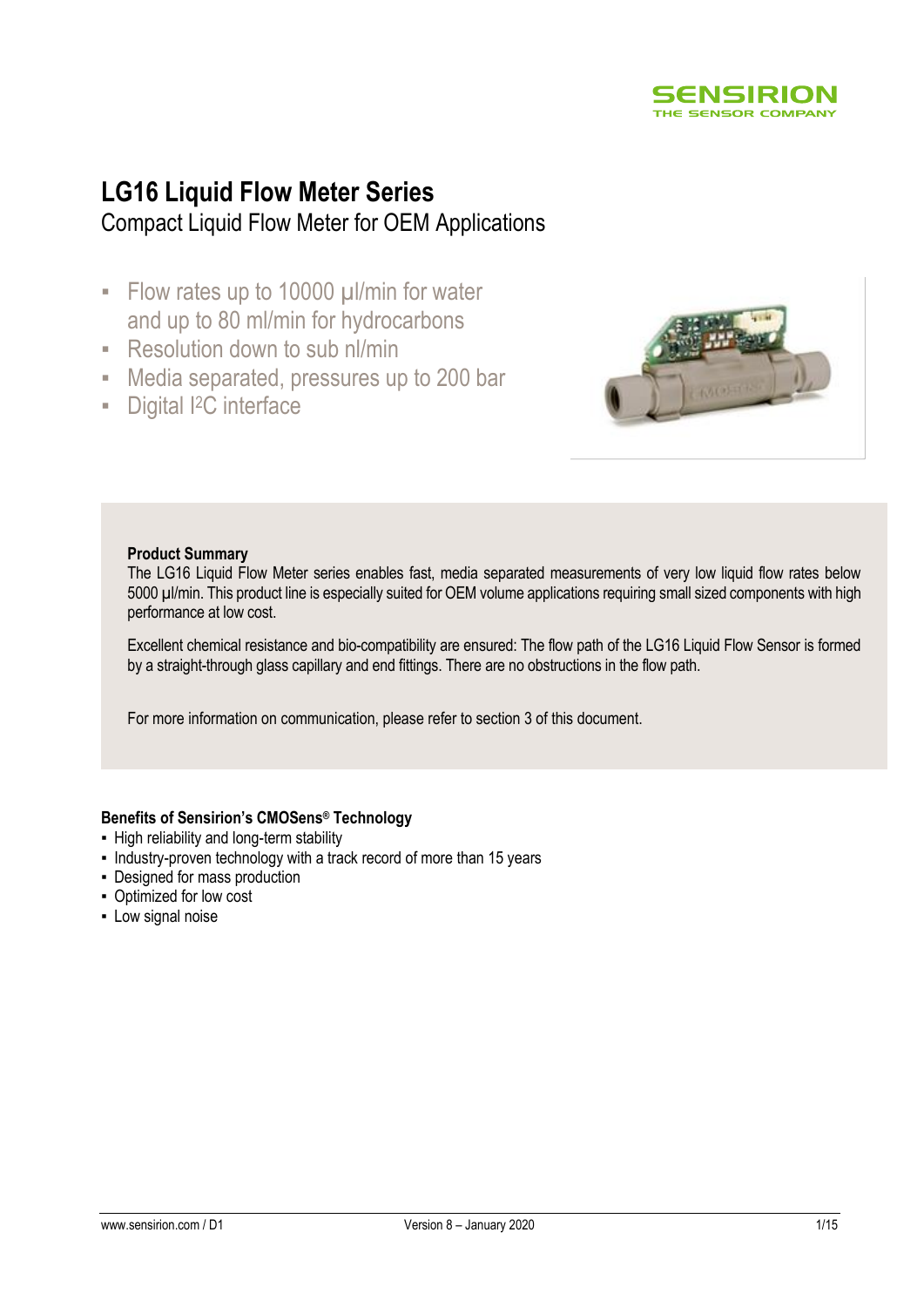# LG16 Liquid Flow Meter Series

Compact Liquid Flow Meter for OEM Applications

- Flow rates up to 10000 µl/min for water and up to 80 ml/min for hydrocarbons
- Resolution down to sub nl/min
- Media separated, pressures up to 200 bar
- Digital I2C interface

**Product Summary**

The LG16 Liquid Flow Meter series enables fast, media separated measurements of very low liquid flow rates below 5000 µl/min. This product line is especially suited for OEM volume applications requiring small sized components with high performance at low cost.

Excellent chemical resistance and bio-compatibility are ensured: The flow path of the LG16 Liquid Flow Sensor is formed by a straight-through glass capillary and end fittings. There are no obstructions in the flow path.

For more information on communication, please refer to section 3 of this document.

**Benefits of Sensirion's CMOSens® Technology**

- High reliability and long-term stability
- Industry-proven technology with a track record of more than 15 years
- Designed for mass production
- Optimized for low cost
- Low signal noise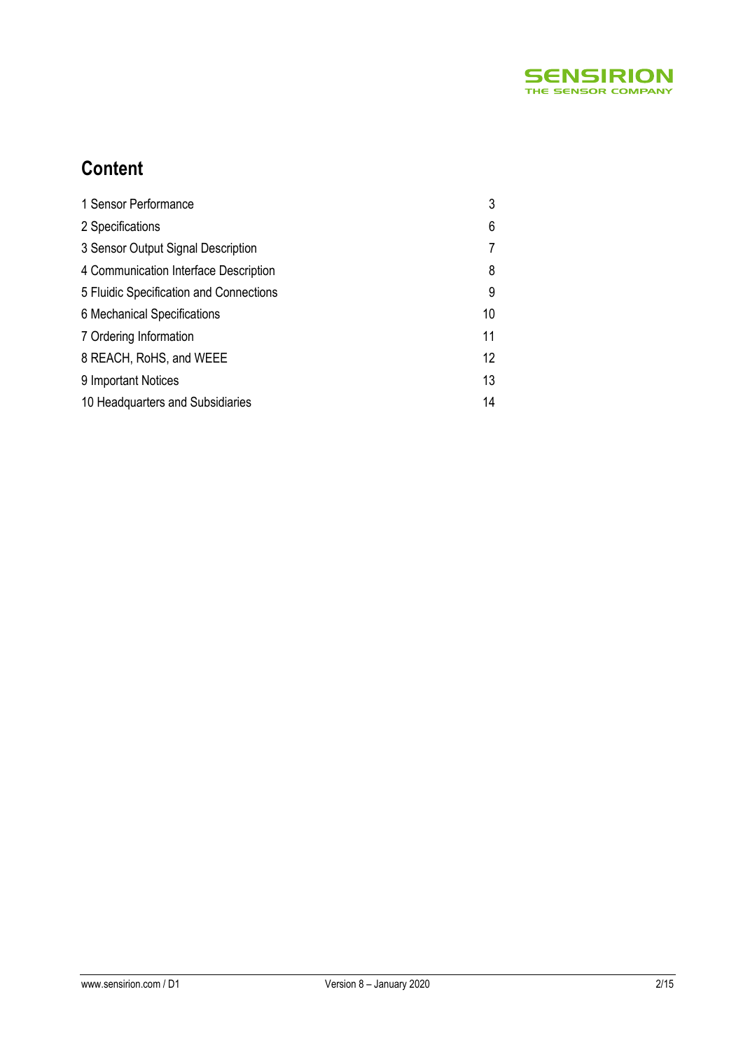# Content

| | |
|---|---|
| 1 Sensor Performance | 3 |
| 2 Specifications | 6 |
| 3 Sensor Output Signal Description | 7 |
| 4 Communication Interface Description | 8 |
| 5 Fluidic Specification and Connections | 9 |
| 6 Mechanical Specifications | 10 |
| 7 Ordering Information | 11 |
| 8 REACH, RoHS, and WEEE | 12 |
| 9 Important Notices | 13 |
| 10 Headquarters and Subsidiaries | 14 |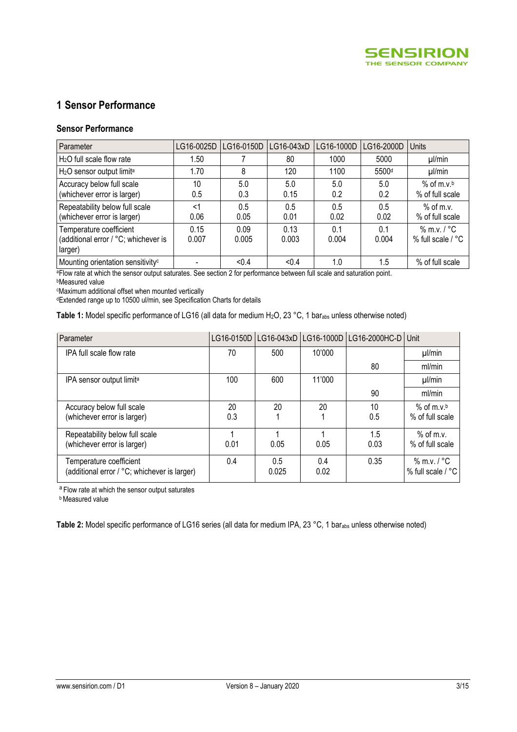# 1 Sensor Performance

### Sensor Performance

| Parameter | LG16-0025D | LG16-0150D | LG16-043xD | LG16-1000D | LG16-2000D | Units |
|---|---|---|---|---|---|---|
| $H_2O$ full scale flow rate | 1.50 | 7 | 80 | 1000 | 5000 | µl/min |
| $H_2O$ sensor output limit[a] | 1.70 | 8 | 120 | 1100 | 5500[d] | µl/min |
| Accuracy below full scale<br>(whichever error is larger) | 10<br>0.5 | 5.0<br>0.3 | 5.0<br>0.15 | 5.0<br>0.2 | 5.0<br>0.2 | % of m.v.[b]<br>% of full scale |
| Repeatability below full scale<br>(whichever error is larger) | <1<br>0.06 | 0.5<br>0.05 | 0.5<br>0.01 | 0.5<br>0.02 | 0.5<br>0.02 | % of m.v.<br>% of full scale |
| Temperature coefficient<br>(additional error / °C; whichever is larger) | 0.15<br>0.007 | 0.09<br>0.005 | 0.13<br>0.003 | 0.1<br>0.004 | 0.1<br>0.004 | % m.v. / °C<br>% full scale / °C |
| Mounting orientation sensitivity[c] | - | <0.4 | <0.4 | 1.0 | 1.5 | % of full scale |

[a]Flow rate at which the sensor output saturates. See section 2 for performance between full scale and saturation point.
[b]Measured value
[c]Maximum additional offset when mounted vertically
[d]Extended range up to 10500 ul/min, see Specification Charts for details

**Table 1:** Model specific performance of LG16 (all data for medium $H_2O$, 23 °C, 1 $bar_{abs}$ unless otherwise noted)

| Parameter | LG16-0150D | LG16-043xD | LG16-1000D | LG16-2000HC-D | Unit |
|---|---|---|---|---|---|
| IPA full scale flow rate | 70 | 500 | 10'000 | | µl/min |
| | | | | 80 | ml/min |
| IPA sensor output limit[a] | 100 | 600 | 11'000 | | µl/min |
| | | | | 90 | ml/min |
| Accuracy below full scale<br>(whichever error is larger) | 20<br>0.3 | 20<br>1 | 20<br>1 | 10<br>0.5 | % of m.v.[b]<br>% of full scale |
| Repeatability below full scale<br>(whichever error is larger) | 1<br>0.01 | 1<br>0.05 | 1<br>0.05 | 1.5<br>0.03 | % of m.v.<br>% of full scale |
| Temperature coefficient<br>(additional error / °C; whichever is larger) | 0.4 | 0.5<br>0.025 | 0.4<br>0.02 | 0.35 | % m.v. / °C<br>% full scale / °C |

[a] Flow rate at which the sensor output saturates
[b] Measured value

**Table 2:** Model specific performance of LG16 series (all data for medium IPA, 23 °C, 1 $bar_{abs}$ unless otherwise noted)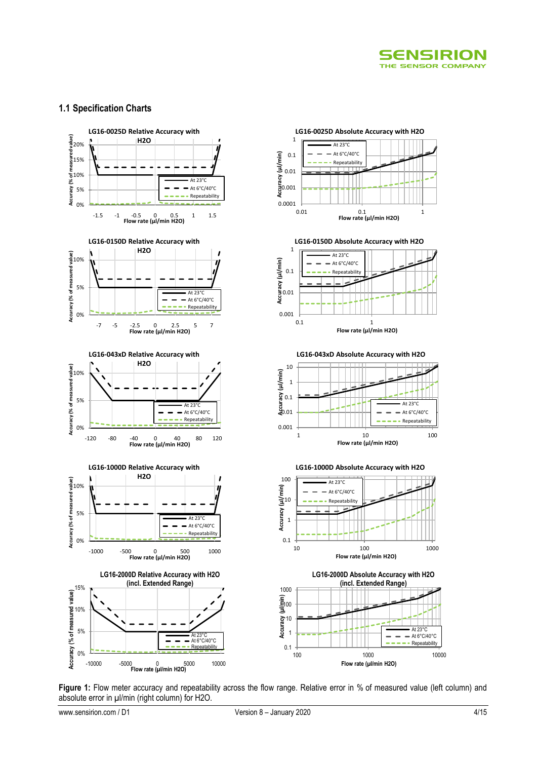## 1.1 Specification Charts

**Figure 1:** Flow meter accuracy and repeatability across the flow range. Relative error in % of measured value (left column) and absolute error in µl/min (right column) for H2O.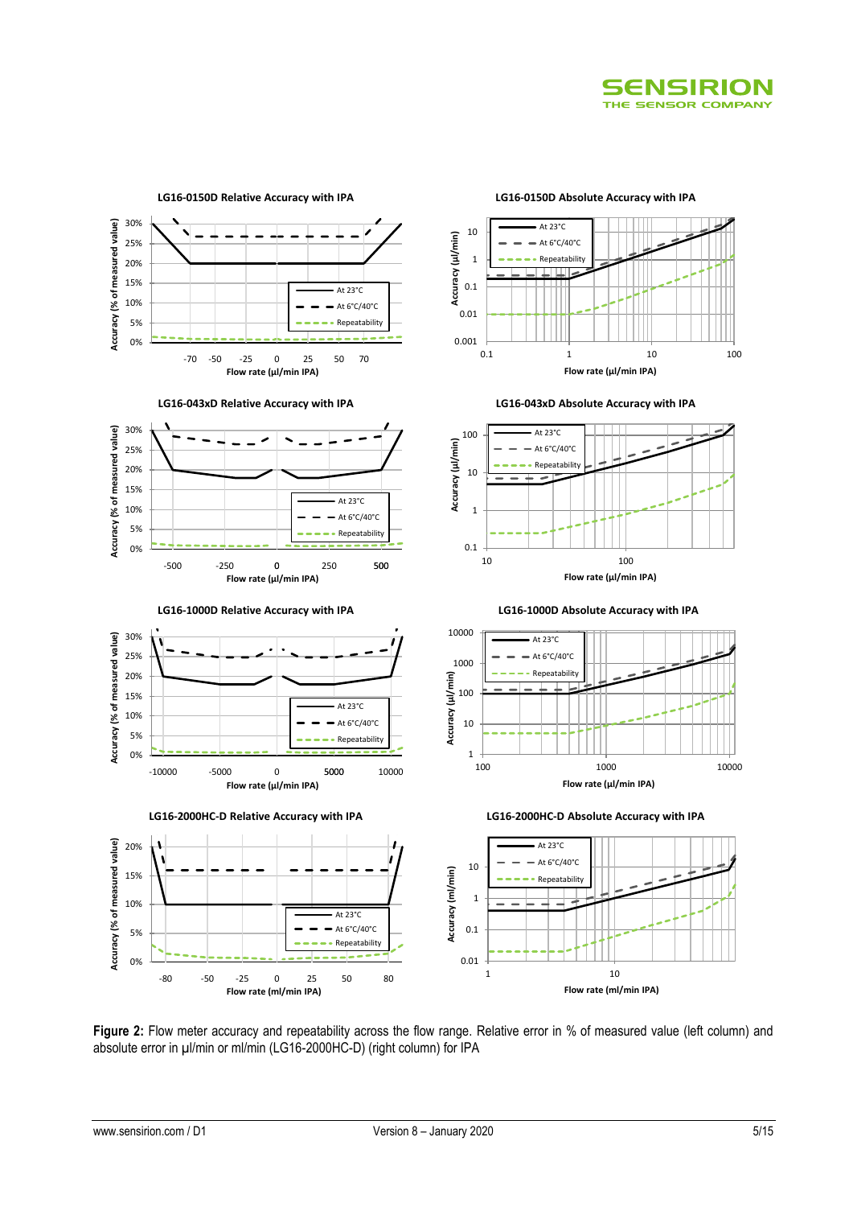**Figure 2:** Flow meter accuracy and repeatability across the flow range. Relative error in % of measured value (left column) and absolute error in µl/min or ml/min (LG16-2000HC-D) (right column) for IPA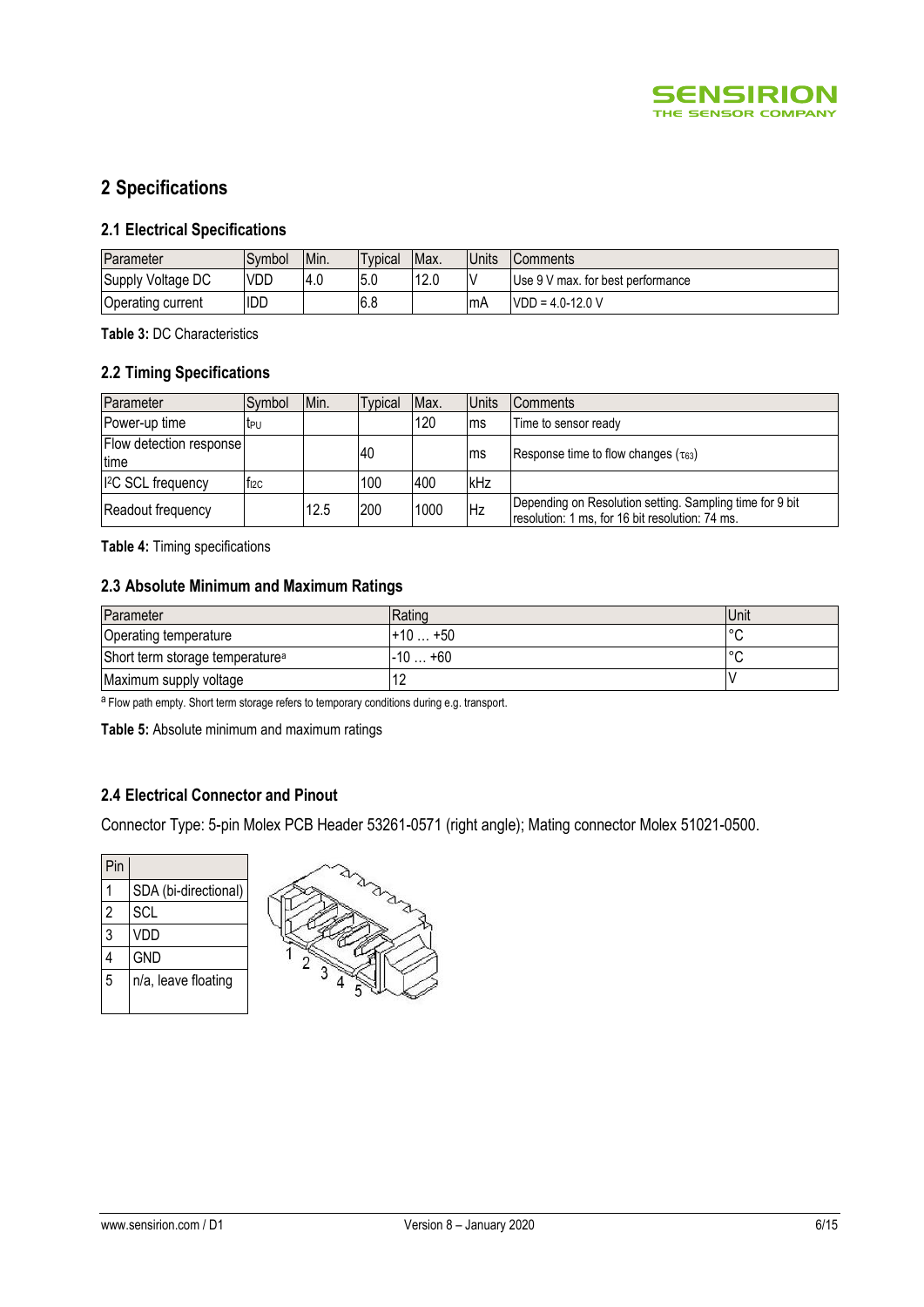# 2 Specifications

## 2.1 Electrical Specifications

| Parameter | Symbol | Min. | Typical | Max. | Units | Comments |
|---|---|---|---|---|---|---|
| Supply Voltage DC | VDD | 4.0 | 5.0 | 12.0 | V | Use 9 V max. for best performance |
| Operating current | IDD | | 6.8 | | mA | VDD = 4.0-12.0 V |

**Table 3:** DC Characteristics

## 2.2 Timing Specifications

| Parameter | Symbol | Min. | Typical | Max. | Units | Comments |
|---|---|---|---|---|---|---|
| Power-up time | $t_{PU}$ | | | 120 | ms | Time to sensor ready |
| Flow detection response time | | | 40 | | ms | Response time to flow changes ($\tau_{63}$) |
| I²C SCL frequency | $f_{I2C}$ | | 100 | 400 | kHz | |
| Readout frequency | | 12.5 | 200 | 1000 | Hz | Depending on Resolution setting. Sampling time for 9 bit resolution: 1 ms, for 16 bit resolution: 74 ms. |

**Table 4:** Timing specifications

## 2.3 Absolute Minimum and Maximum Ratings

| Parameter | Rating | Unit |
|---|---|---|
| Operating temperature | +10 … +50 | °C |
| Short term storage temperature[a] | -10 … +60 | °C |
| Maximum supply voltage | 12 | V |

[a] Flow path empty. Short term storage refers to temporary conditions during e.g. transport.

**Table 5:** Absolute minimum and maximum ratings

## 2.4 Electrical Connector and Pinout

Connector Type: 5-pin Molex PCB Header 53261-0571 (right angle); Mating connector Molex 51021-0500.

| Pin | |
|---|---|
| 1 | SDA (bi-directional) |
| 2 | SCL |
| 3 | VDD |
| 4 | GND |
| 5 | n/a, leave floating |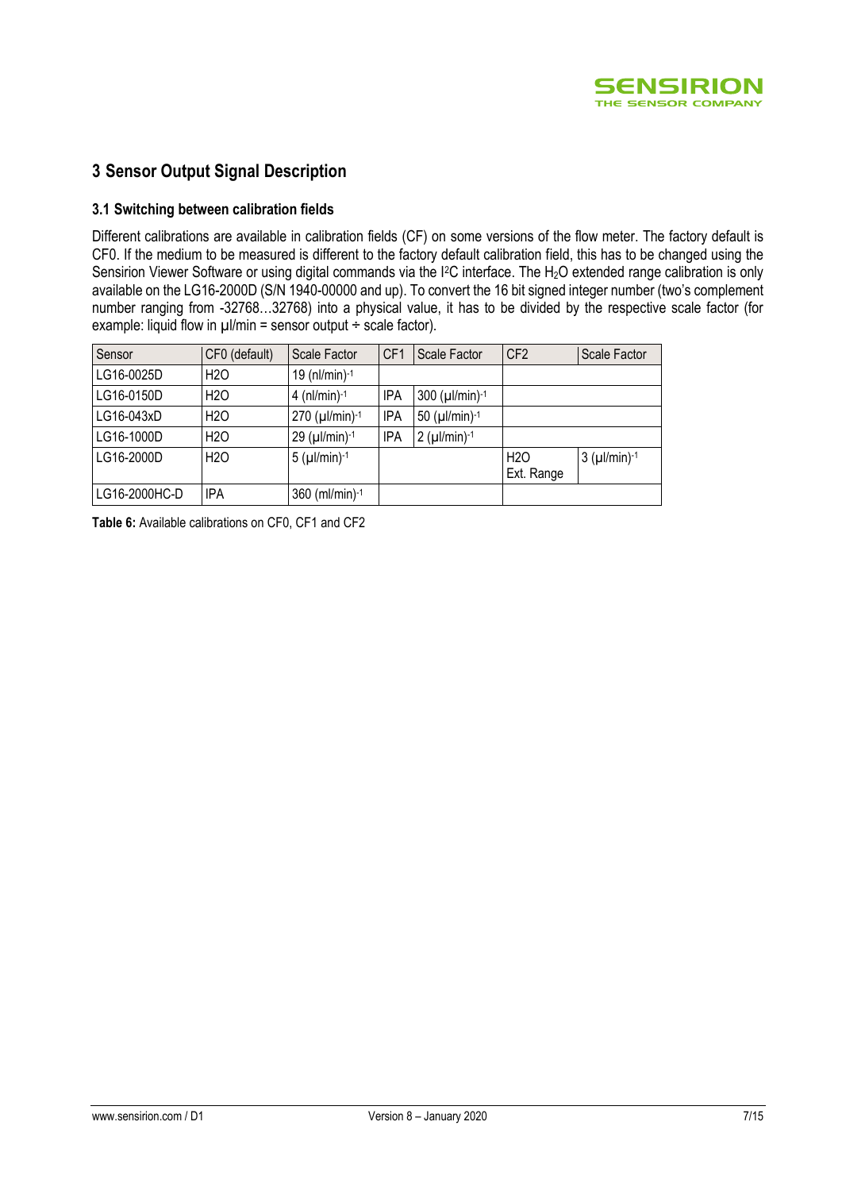## 3 Sensor Output Signal Description

### 3.1 Switching between calibration fields

Different calibrations are available in calibration fields (CF) on some versions of the flow meter. The factory default is CF0. If the medium to be measured is different to the factory default calibration field, this has to be changed using the Sensirion Viewer Software or using digital commands via the I²C interface. The $H_2O$ extended range calibration is only available on the LG16-2000D (S/N 1940-00000 and up). To convert the 16 bit signed integer number (two's complement number ranging from -32768…32768) into a physical value, it has to be divided by the respective scale factor (for example: liquid flow in µl/min = sensor output ÷ scale factor).

| Sensor | CF0 (default) | Scale Factor | CF1 | Scale Factor | CF2 | Scale Factor |
|---|---|---|---|---|---|---|
| LG16-0025D | H2O | 19 $(nl/min)^{-1}$ | | | | |
| LG16-0150D | H2O | 4 $(nl/min)^{-1}$ | IPA | 300 $(µl/min)^{-1}$ | | |
| LG16-043xD | H2O | 270 $(µl/min)^{-1}$ | IPA | 50 $(µl/min)^{-1}$ | | |
| LG16-1000D | H2O | 29 $(µl/min)^{-1}$ | IPA | 2 $(µl/min)^{-1}$ | | |
| LG16-2000D | H2O | 5 $(µl/min)^{-1}$ | | | H2O Ext. Range | 3 $(µl/min)^{-1}$ |
| LG16-2000HC-D | IPA | 360 $(ml/min)^{-1}$ | | | | |

**Table 6:** Available calibrations on CF0, CF1 and CF2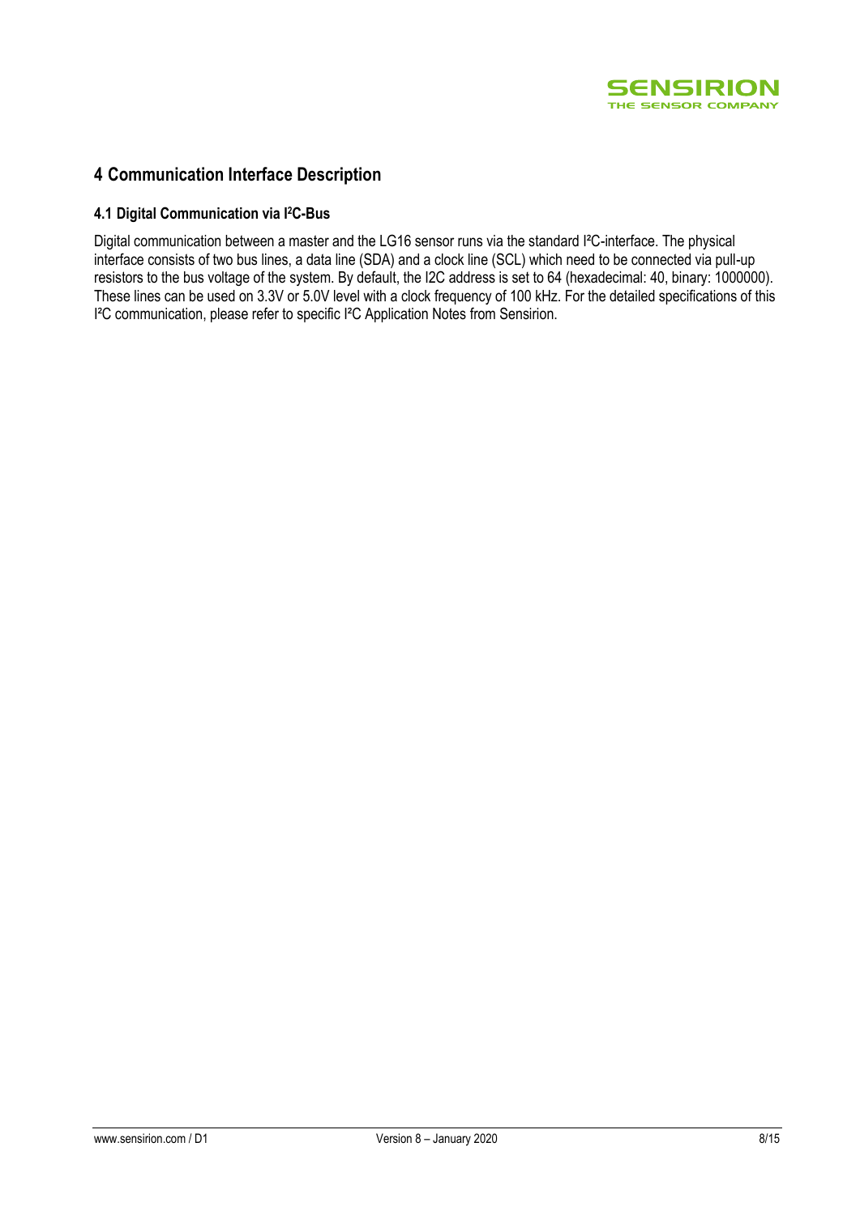# 4 Communication Interface Description

## 4.1 Digital Communication via I²C-Bus

Digital communication between a master and the LG16 sensor runs via the standard I²C-interface. The physical interface consists of two bus lines, a data line (SDA) and a clock line (SCL) which need to be connected via pull-up resistors to the bus voltage of the system. By default, the I2C address is set to 64 (hexadecimal: 40, binary: 1000000). These lines can be used on 3.3V or 5.0V level with a clock frequency of 100 kHz. For the detailed specifications of this I²C communication, please refer to specific I²C Application Notes from Sensirion.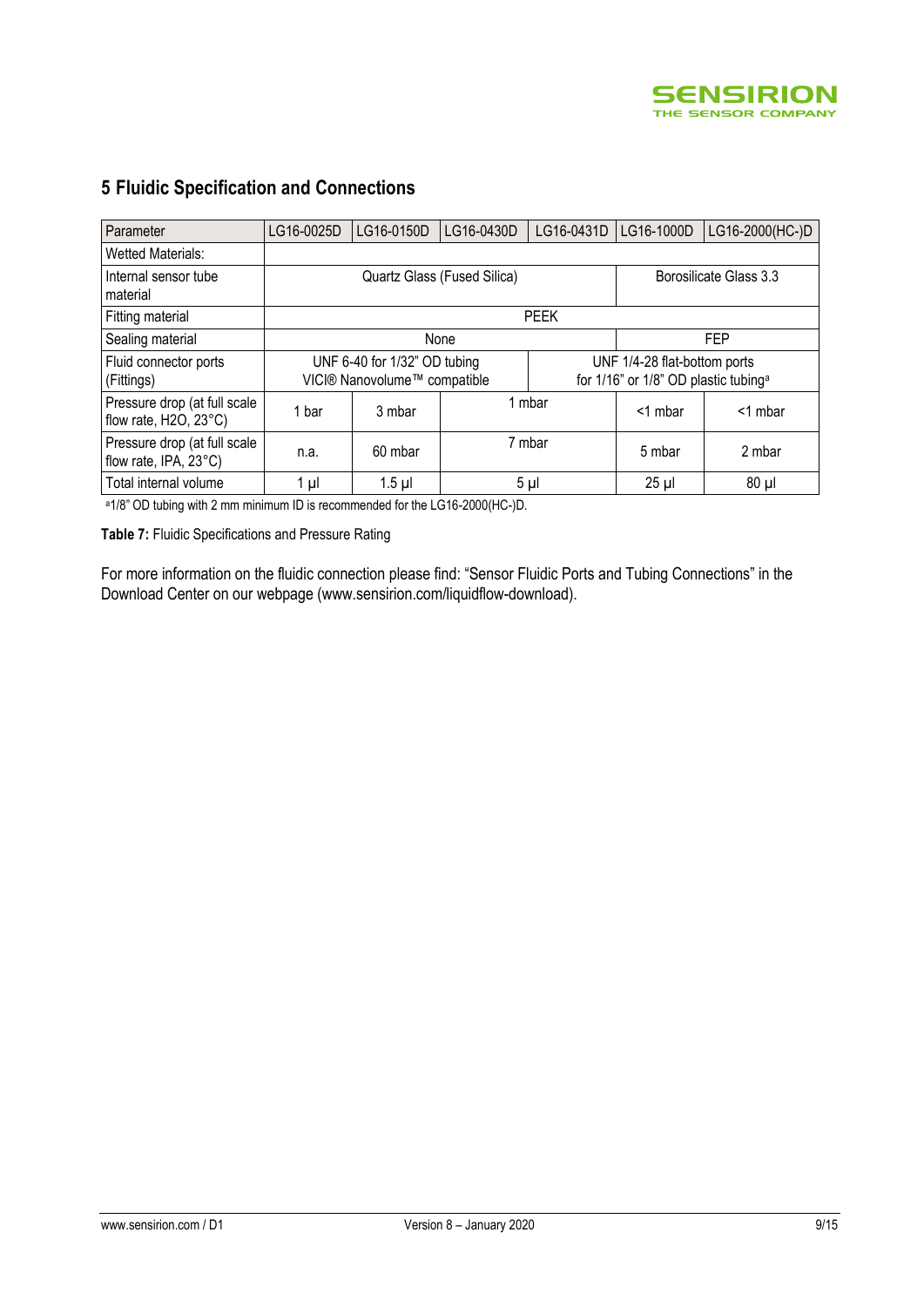## 5 Fluidic Specification and Connections

| Parameter | LG16-0025D | LG16-0150D | LG16-0430D | LG16-0431D | LG16-1000D | LG16-2000(HC-)D |
|---|---|---|---|---|---|---|
| Wetted Materials: | | | | | | |
| Internal sensor tube material | Quartz Glass (Fused Silica) | | | | Borosilicate Glass 3.3 | |
| Fitting material | PEEK | | | | | |
| Sealing material | None | | | | FEP | |
| Fluid connector ports (Fittings) | UNF 6-40 for 1/32" OD tubing VICI® Nanovolume™ compatible | | | UNF 1/4-28 flat-bottom ports for 1/16" or 1/8" OD plastic tubing[a] | | |
| Pressure drop (at full scale flow rate, $H_2O$, 23°C) | 1 bar | 3 mbar | 1 mbar | | <1 mbar | <1 mbar |
| Pressure drop (at full scale flow rate, IPA, 23°C) | n.a. | 60 mbar | 7 mbar | | 5 mbar | 2 mbar |
| Total internal volume | 1 µl | 1.5 µl | 5 µl | | 25 µl | 80 µl |

[a]1/8" OD tubing with 2 mm minimum ID is recommended for the LG16-2000(HC-)D.

**Table 7:** Fluidic Specifications and Pressure Rating

For more information on the fluidic connection please find: "Sensor Fluidic Ports and Tubing Connections" in the Download Center on our webpage (www.sensirion.com/liquidflow-download).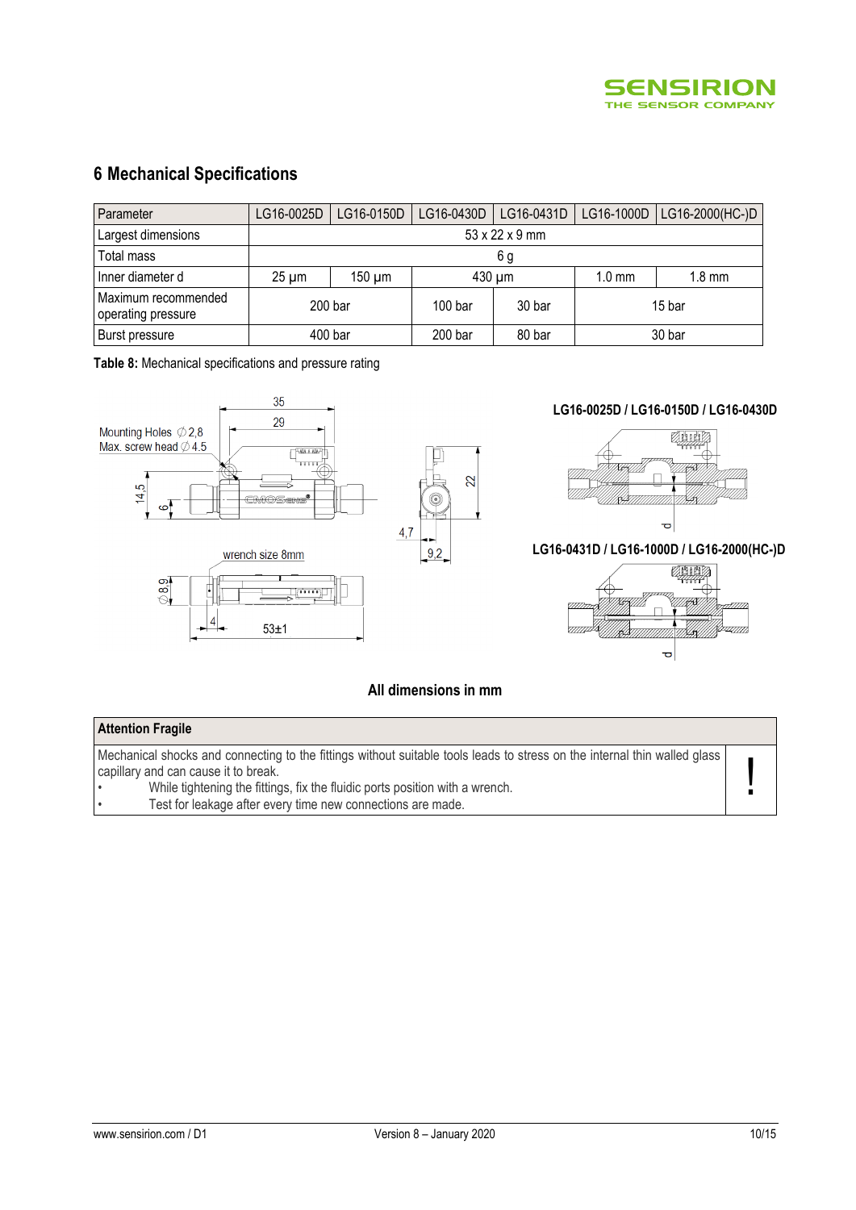## 6 Mechanical Specifications

| Parameter | LG16-0025D | LG16-0150D | LG16-0430D | LG16-0431D | LG16-1000D | LG16-2000(HC-)D |
|---|---|---|---|---|---|---|
| Largest dimensions | 53 x 22 x 9 mm | | | | | |
| Total mass | 6 g | | | | | |
| Inner diameter d | 25 µm | 150 µm | 430 µm | | 1.0 mm | 1.8 mm |
| Maximum recommended operating pressure | 200 bar | | 100 bar | 30 bar | 15 bar | |
| Burst pressure | 400 bar | | 200 bar | 80 bar | 30 bar | |

**Table 8:** Mechanical specifications and pressure rating

**LG16-0025D / LG16-0150D / LG16-0430D**

**LG16-0431D / LG16-1000D / LG16-2000(HC-)D**

**All dimensions in mm**

| Attention Fragile | |
|---|---|
| Mechanical shocks and connecting to the fittings without suitable tools leads to stress on the internal thin walled glass capillary and can cause it to break.<br>• While tightening the fittings, fix the fluidic ports position with a wrench.<br>• Test for leakage after every time new connections are made. | ! |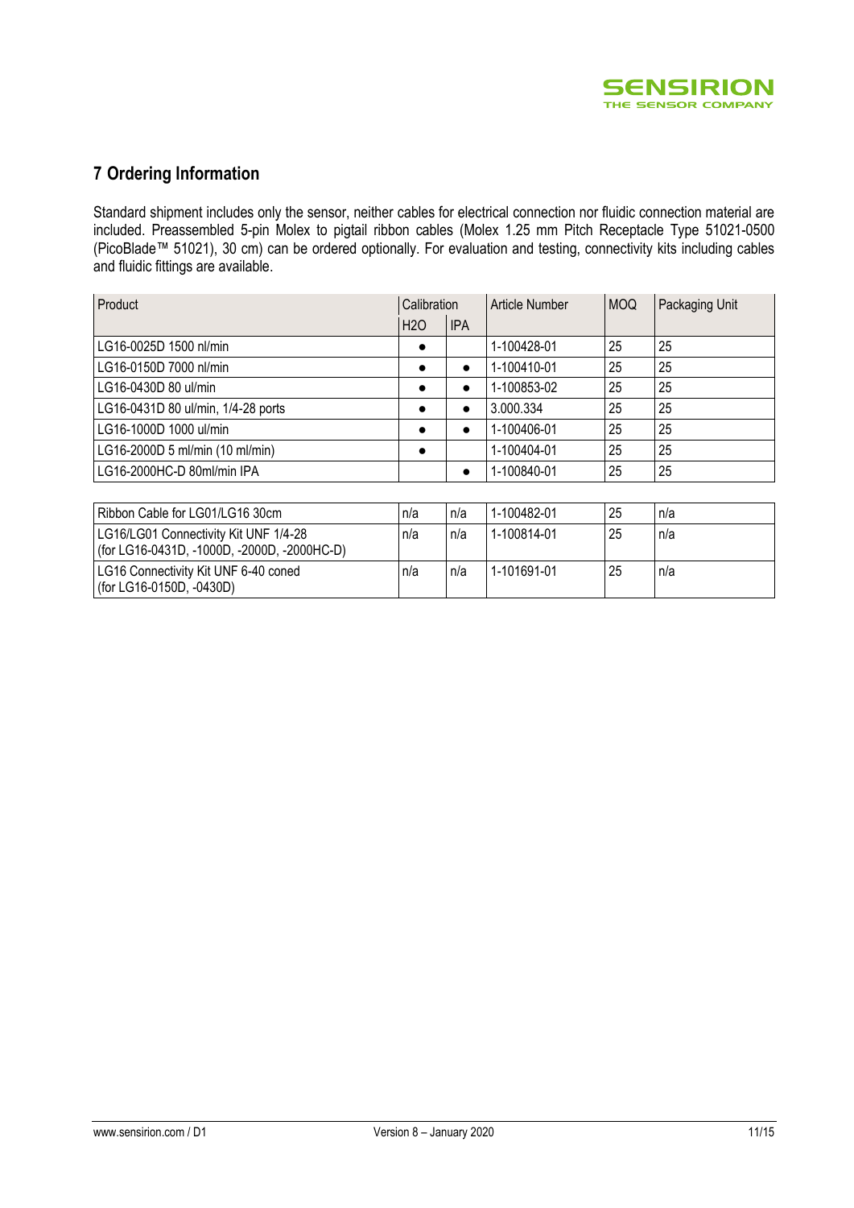## 7 Ordering Information

Standard shipment includes only the sensor, neither cables for electrical connection nor fluidic connection material are included. Preassembled 5-pin Molex to pigtail ribbon cables (Molex 1.25 mm Pitch Receptacle Type 51021-0500 (PicoBlade™ 51021), 30 cm) can be ordered optionally. For evaluation and testing, connectivity kits including cables and fluidic fittings are available.

| Product | Calibration | | Article Number | MOQ | Packaging Unit |
|---|---|---|---|---|---|
| | H2O | IPA | | | |
| LG16-0025D 1500 nl/min | ● | | 1-100428-01 | 25 | 25 |
| LG16-0150D 7000 nl/min | ● | ● | 1-100410-01 | 25 | 25 |
| LG16-0430D 80 ul/min | ● | ● | 1-100853-02 | 25 | 25 |
| LG16-0431D 80 ul/min, 1/4-28 ports | ● | ● | 3.000.334 | 25 | 25 |
| LG16-1000D 1000 ul/min | ● | ● | 1-100406-01 | 25 | 25 |
| LG16-2000D 5 ml/min (10 ml/min) | ● | | 1-100404-01 | 25 | 25 |
| LG16-2000HC-D 80ml/min IPA | | ● | 1-100840-01 | 25 | 25 |

| | | | | | |
|---|---|---|---|---|---|
| Ribbon Cable for LG01/LG16 30cm | n/a | n/a | 1-100482-01 | 25 | n/a |
| LG16/LG01 Connectivity Kit UNF 1/4-28 (for LG16-0431D, -1000D, -2000D, -2000HC-D) | n/a | n/a | 1-100814-01 | 25 | n/a |
| LG16 Connectivity Kit UNF 6-40 coned (for LG16-0150D, -0430D) | n/a | n/a | 1-101691-01 | 25 | n/a |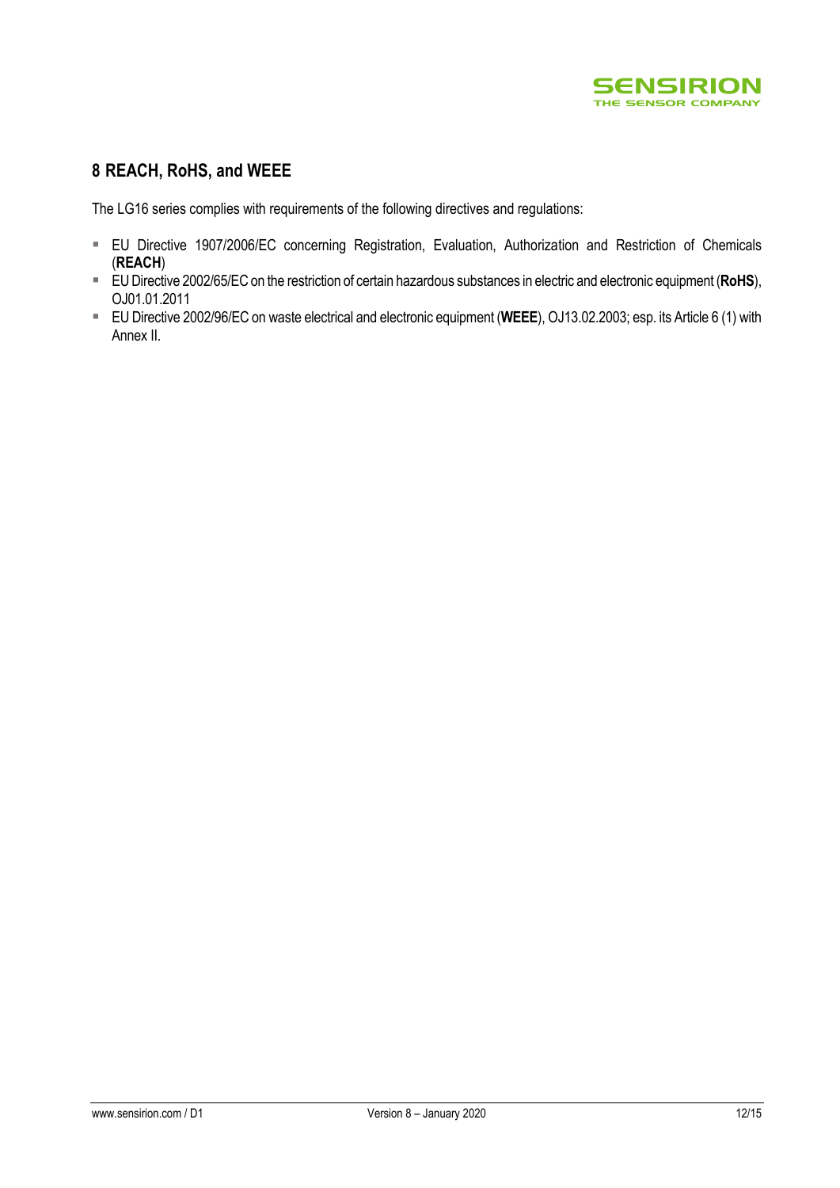## 8 REACH, RoHS, and WEEE

The LG16 series complies with requirements of the following directives and regulations:

- EU Directive 1907/2006/EC concerning Registration, Evaluation, Authorization and Restriction of Chemicals (**REACH**)
- EU Directive 2002/65/EC on the restriction of certain hazardous substances in electric and electronic equipment (**RoHS**), OJ01.01.2011
- EU Directive 2002/96/EC on waste electrical and electronic equipment (**WEEE**), OJ13.02.2003; esp. its Article 6 (1) with Annex II.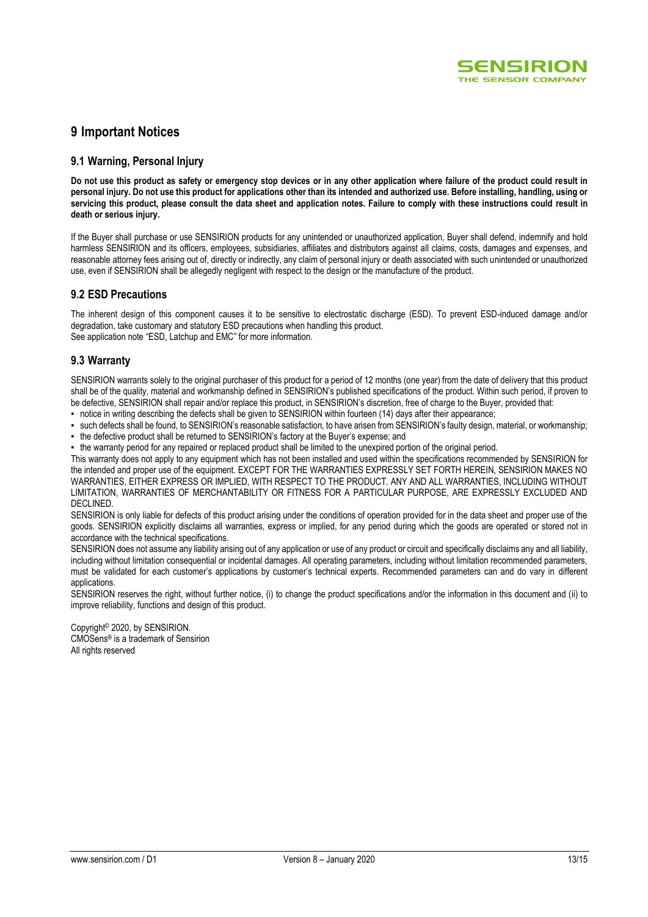# 9 Important Notices

## 9.1 Warning, Personal Injury

**Do not use this product as safety or emergency stop devices or in any other application where failure of the product could result in personal injury. Do not use this product for applications other than its intended and authorized use. Before installing, handling, using or servicing this product, please consult the data sheet and application notes. Failure to comply with these instructions could result in death or serious injury.**

If the Buyer shall purchase or use SENSIRION products for any unintended or unauthorized application, Buyer shall defend, indemnify and hold harmless SENSIRION and its officers, employees, subsidiaries, affiliates and distributors against all claims, costs, damages and expenses, and reasonable attorney fees arising out of, directly or indirectly, any claim of personal injury or death associated with such unintended or unauthorized use, even if SENSIRION shall be allegedly negligent with respect to the design or the manufacture of the product.

## 9.2 ESD Precautions

The inherent design of this component causes it to be sensitive to electrostatic discharge (ESD). To prevent ESD-induced damage and/or degradation, take customary and statutory ESD precautions when handling this product.
See application note "ESD, Latchup and EMC" for more information.

## 9.3 Warranty

SENSIRION warrants solely to the original purchaser of this product for a period of 12 months (one year) from the date of delivery that this product shall be of the quality, material and workmanship defined in SENSIRION's published specifications of the product. Within such period, if proven to be defective, SENSIRION shall repair and/or replace this product, in SENSIRION's discretion, free of charge to the Buyer, provided that:

- notice in writing describing the defects shall be given to SENSIRION within fourteen (14) days after their appearance;
- such defects shall be found, to SENSIRION's reasonable satisfaction, to have arisen from SENSIRION's faulty design, material, or workmanship;
- the defective product shall be returned to SENSIRION's factory at the Buyer's expense; and
- the warranty period for any repaired or replaced product shall be limited to the unexpired portion of the original period.

This warranty does not apply to any equipment which has not been installed and used within the specifications recommended by SENSIRION for the intended and proper use of the equipment. EXCEPT FOR THE WARRANTIES EXPRESSLY SET FORTH HEREIN, SENSIRION MAKES NO WARRANTIES, EITHER EXPRESS OR IMPLIED, WITH RESPECT TO THE PRODUCT. ANY AND ALL WARRANTIES, INCLUDING WITHOUT LIMITATION, WARRANTIES OF MERCHANTABILITY OR FITNESS FOR A PARTICULAR PURPOSE, ARE EXPRESSLY EXCLUDED AND DECLINED.

SENSIRION is only liable for defects of this product arising under the conditions of operation provided for in the data sheet and proper use of the goods. SENSIRION explicitly disclaims all warranties, express or implied, for any period during which the goods are operated or stored not in accordance with the technical specifications.

SENSIRION does not assume any liability arising out of any application or use of any product or circuit and specifically disclaims any and all liability, including without limitation consequential or incidental damages. All operating parameters, including without limitation recommended parameters, must be validated for each customer's applications by customer's technical experts. Recommended parameters can and do vary in different applications.

SENSIRION reserves the right, without further notice, (i) to change the product specifications and/or the information in this document and (ii) to improve reliability, functions and design of this product.

Copyright© 2020, by SENSIRION.
CMOSens® is a trademark of Sensirion
All rights reserved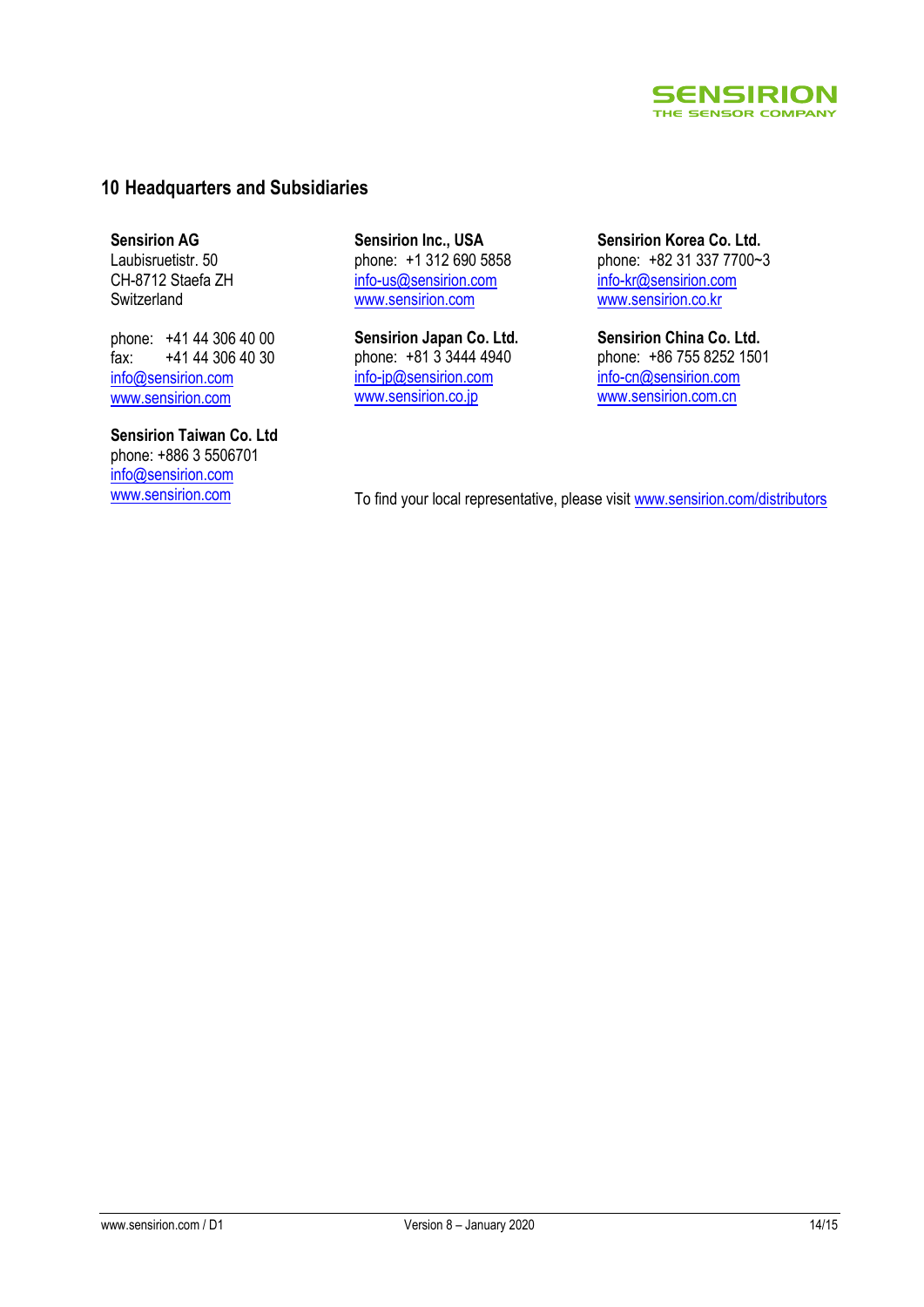## 10 Headquarters and Subsidiaries

**Sensirion AG**
Laubisruetistr. 50
CH-8712 Staefa ZH
Switzerland

phone: +41 44 306 40 00
fax: +41 44 306 40 30
info@sensirion.com
www.sensirion.com

**Sensirion Taiwan Co. Ltd**
phone: +886 3 5506701
info@sensirion.com
www.sensirion.com

**Sensirion Inc., USA**
phone: +1 312 690 5858
info-us@sensirion.com
www.sensirion.com

**Sensirion Japan Co. Ltd.**
phone: +81 3 3444 4940
info-jp@sensirion.com
www.sensirion.co.jp

**Sensirion Korea Co. Ltd.**
phone: +82 31 337 7700~3
info-kr@sensirion.com
www.sensirion.co.kr

**Sensirion China Co. Ltd.**
phone: +86 755 8252 1501
info-cn@sensirion.com
www.sensirion.com.cn

To find your local representative, please visit www.sensirion.com/distributors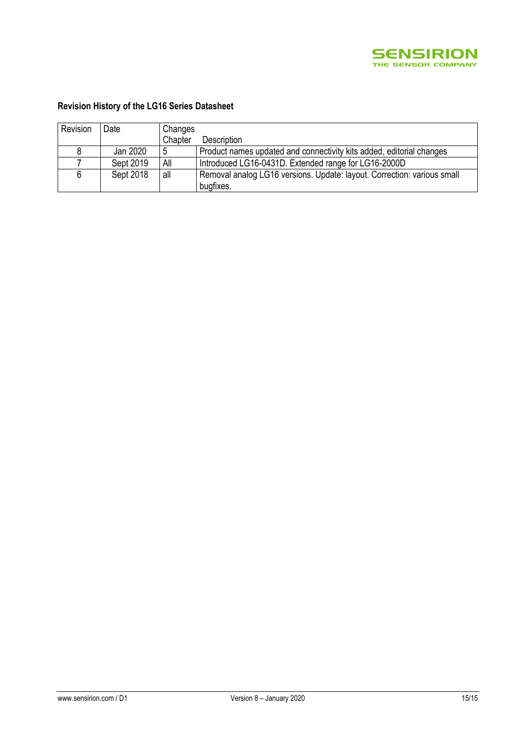**Revision History of the LG16 Series Datasheet**

| Revision | Date | Changes | |
|---|---|---|---|
| | | Chapter | Description |
| 8 | Jan 2020 | 5 | Product names updated and connectivity kits added, editorial changes |
| 7 | Sept 2019 | All | Introduced LG16-0431D. Extended range for LG16-2000D |
| 6 | Sept 2018 | all | Removal analog LG16 versions. Update: layout. Correction: various small bugfixes. |